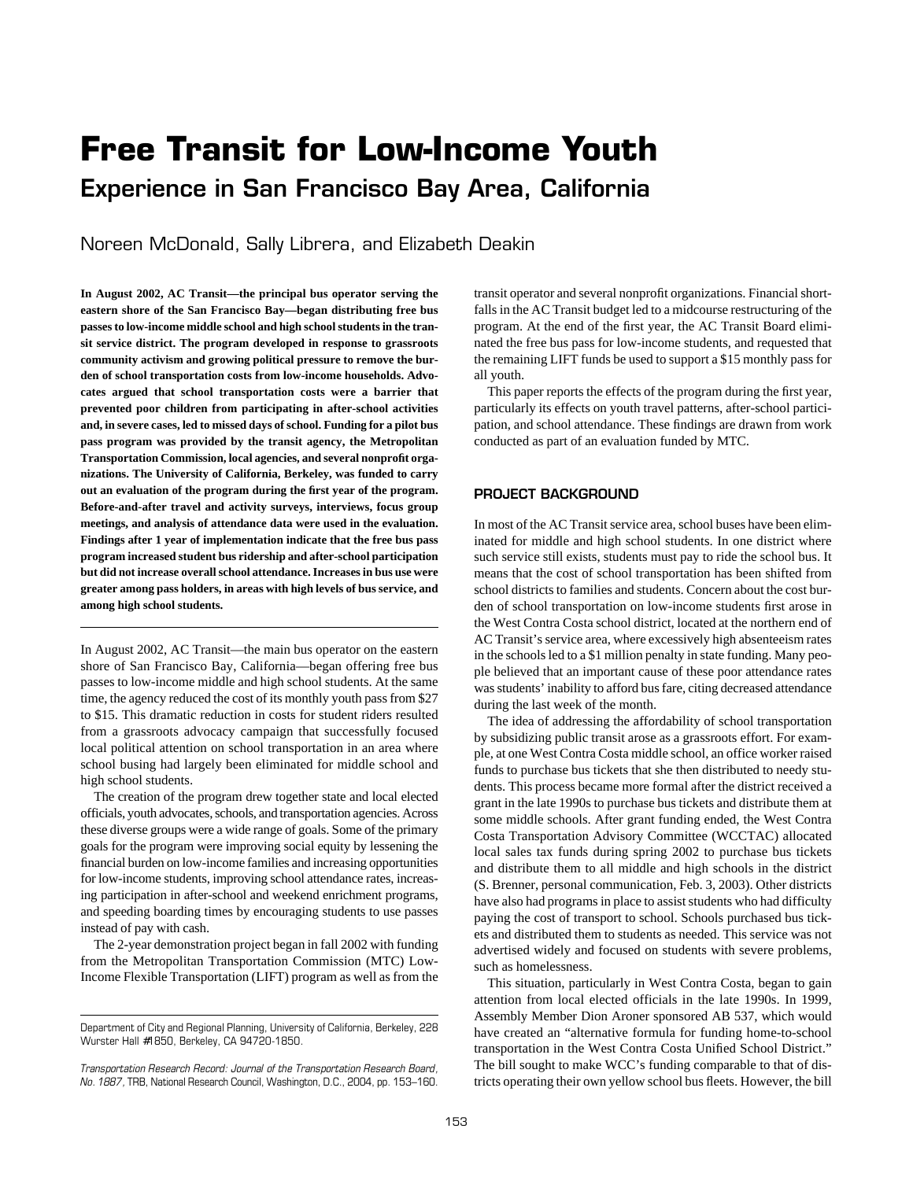# Free Transit for Low-Income Youth

## Experience in San Francisco Bay Area, California

Noreen McDonald, Sally Librera, and Elizabeth Deakin

**In August 2002, AC Transit—the principal bus operator serving the eastern shore of the San Francisco Bay—began distributing free bus passes to low-income middle school and high school students in the transit service district. The program developed in response to grassroots community activism and growing political pressure to remove the burden of school transportation costs from low-income households. Advocates argued that school transportation costs were a barrier that prevented poor children from participating in after-school activities and, in severe cases, led to missed days of school. Funding for a pilot bus pass program was provided by the transit agency, the Metropolitan Transportation Commission, local agencies, and several nonprofit organizations. The University of California, Berkeley, was funded to carry out an evaluation of the program during the first year of the program. Before-and-after travel and activity surveys, interviews, focus group meetings, and analysis of attendance data were used in the evaluation. Findings after 1 year of implementation indicate that the free bus pass program increased student bus ridership and after-school participation but did not increase overall school attendance. Increases in bus use were greater among pass holders, in areas with high levels of bus service, and among high school students.**

In August 2002, AC Transit—the main bus operator on the eastern shore of San Francisco Bay, California—began offering free bus passes to low-income middle and high school students. At the same time, the agency reduced the cost of its monthly youth pass from $27 to $15. This dramatic reduction in costs for student riders resulted from a grassroots advocacy campaign that successfully focused local political attention on school transportation in an area where school busing had largely been eliminated for middle school and high school students.

The creation of the program drew together state and local elected officials, youth advocates, schools, and transportation agencies. Across these diverse groups were a wide range of goals. Some of the primary goals for the program were improving social equity by lessening the financial burden on low-income families and increasing opportunities for low-income students, improving school attendance rates, increasing participation in after-school and weekend enrichment programs, and speeding boarding times by encouraging students to use passes instead of pay with cash.

The 2-year demonstration project began in fall 2002 with funding from the Metropolitan Transportation Commission (MTC) Low-Income Flexible Transportation (LIFT) program as well as from the transit operator and several nonprofit organizations. Financial shortfalls in the AC Transit budget led to a midcourse restructuring of the program. At the end of the first year, the AC Transit Board eliminated the free bus pass for low-income students, and requested that the remaining LIFT funds be used to support a $15 monthly pass for all youth.

This paper reports the effects of the program during the first year, particularly its effects on youth travel patterns, after-school participation, and school attendance. These findings are drawn from work conducted as part of an evaluation funded by MTC.

## PROJECT BACKGROUND

In most of the AC Transit service area, school buses have been eliminated for middle and high school students. In one district where such service still exists, students must pay to ride the school bus. It means that the cost of school transportation has been shifted from school districts to families and students. Concern about the cost burden of school transportation on low-income students first arose in the West Contra Costa school district, located at the northern end of AC Transit's service area, where excessively high absenteeism rates in the schools led to a $1 million penalty in state funding. Many people believed that an important cause of these poor attendance rates was students' inability to afford bus fare, citing decreased attendance during the last week of the month.

The idea of addressing the affordability of school transportation by subsidizing public transit arose as a grassroots effort. For example, at one West Contra Costa middle school, an office worker raised funds to purchase bus tickets that she then distributed to needy students. This process became more formal after the district received a grant in the late 1990s to purchase bus tickets and distribute them at some middle schools. After grant funding ended, the West Contra Costa Transportation Advisory Committee (WCCTAC) allocated local sales tax funds during spring 2002 to purchase bus tickets and distribute them to all middle and high schools in the district (S. Brenner, personal communication, Feb. 3, 2003). Other districts have also had programs in place to assist students who had difficulty paying the cost of transport to school. Schools purchased bus tickets and distributed them to students as needed. This service was not advertised widely and focused on students with severe problems, such as homelessness.

This situation, particularly in West Contra Costa, began to gain attention from local elected officials in the late 1990s. In 1999, Assembly Member Dion Aroner sponsored AB 537, which would have created an "alternative formula for funding home-to-school transportation in the West Contra Costa Unified School District." The bill sought to make WCC's funding comparable to that of districts operating their own yellow school bus fleets. However, the bill

Department of City and Regional Planning, University of California, Berkeley, 228 Wurster Hall #1850, Berkeley, CA 94720-1850.

*Transportation Research Record: Journal of the Transportation Research Board, No. 1887*, TRB, National Research Council, Washington, D.C., 2004, pp. 153–160.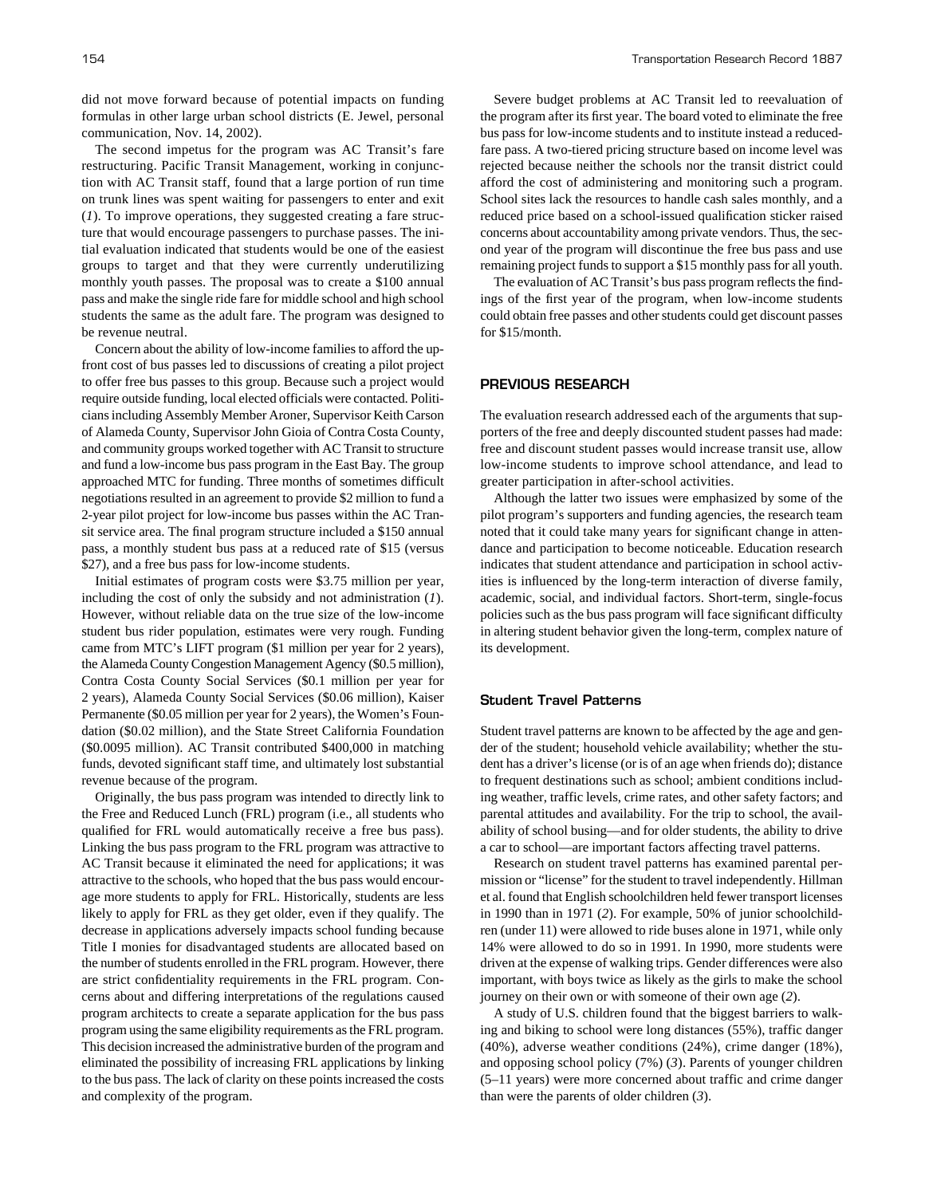did not move forward because of potential impacts on funding formulas in other large urban school districts (E. Jewel, personal communication, Nov. 14, 2002).

The second impetus for the program was AC Transit's fare restructuring. Pacific Transit Management, working in conjunction with AC Transit staff, found that a large portion of run time on trunk lines was spent waiting for passengers to enter and exit (*1*). To improve operations, they suggested creating a fare structure that would encourage passengers to purchase passes. The initial evaluation indicated that students would be one of the easiest groups to target and that they were currently underutilizing monthly youth passes. The proposal was to create a $100 annual pass and make the single ride fare for middle school and high school students the same as the adult fare. The program was designed to be revenue neutral.

Concern about the ability of low-income families to afford the up-front cost of bus passes led to discussions of creating a pilot project to offer free bus passes to this group. Because such a project would require outside funding, local elected officials were contacted. Politicians including Assembly Member Aroner, Supervisor Keith Carson of Alameda County, Supervisor John Gioia of Contra Costa County, and community groups worked together with AC Transit to structure and fund a low-income bus pass program in the East Bay. The group approached MTC for funding. Three months of sometimes difficult negotiations resulted in an agreement to provide $2 million to fund a 2-year pilot project for low-income bus passes within the AC Transit service area. The final program structure included a $150 annual pass, a monthly student bus pass at a reduced rate of $15 (versus $27), and a free bus pass for low-income students.

Initial estimates of program costs were $3.75 million per year, including the cost of only the subsidy and not administration (*1*). However, without reliable data on the true size of the low-income student bus rider population, estimates were very rough. Funding came from MTC's LIFT program ($1 million per year for 2 years), the Alameda County Congestion Management Agency ($0.5 million), Contra Costa County Social Services ($0.1 million per year for 2 years), Alameda County Social Services ($0.06 million), Kaiser Permanente ($0.05 million per year for 2 years), the Women's Foundation ($0.02 million), and the State Street California Foundation ($0.0095 million). AC Transit contributed $400,000 in matching funds, devoted significant staff time, and ultimately lost substantial revenue because of the program.

Originally, the bus pass program was intended to directly link to the Free and Reduced Lunch (FRL) program (i.e., all students who qualified for FRL would automatically receive a free bus pass). Linking the bus pass program to the FRL program was attractive to AC Transit because it eliminated the need for applications; it was attractive to the schools, who hoped that the bus pass would encourage more students to apply for FRL. Historically, students are less likely to apply for FRL as they get older, even if they qualify. The decrease in applications adversely impacts school funding because Title I monies for disadvantaged students are allocated based on the number of students enrolled in the FRL program. However, there are strict confidentiality requirements in the FRL program. Concerns about and differing interpretations of the regulations caused program architects to create a separate application for the bus pass program using the same eligibility requirements as the FRL program. This decision increased the administrative burden of the program and eliminated the possibility of increasing FRL applications by linking to the bus pass. The lack of clarity on these points increased the costs and complexity of the program.

Severe budget problems at AC Transit led to reevaluation of the program after its first year. The board voted to eliminate the free bus pass for low-income students and to institute instead a reduced-fare pass. A two-tiered pricing structure based on income level was rejected because neither the schools nor the transit district could afford the cost of administering and monitoring such a program. School sites lack the resources to handle cash sales monthly, and a reduced price based on a school-issued qualification sticker raised concerns about accountability among private vendors. Thus, the second year of the program will discontinue the free bus pass and use remaining project funds to support a $15 monthly pass for all youth.

The evaluation of AC Transit's bus pass program reflects the findings of the first year of the program, when low-income students could obtain free passes and other students could get discount passes for $15/month.

## PREVIOUS RESEARCH

The evaluation research addressed each of the arguments that supporters of the free and deeply discounted student passes had made: free and discount student passes would increase transit use, allow low-income students to improve school attendance, and lead to greater participation in after-school activities.

Although the latter two issues were emphasized by some of the pilot program's supporters and funding agencies, the research team noted that it could take many years for significant change in attendance and participation to become noticeable. Education research indicates that student attendance and participation in school activities is influenced by the long-term interaction of diverse family, academic, social, and individual factors. Short-term, single-focus policies such as the bus pass program will face significant difficulty in altering student behavior given the long-term, complex nature of its development.

### Student Travel Patterns

Student travel patterns are known to be affected by the age and gender of the student; household vehicle availability; whether the student has a driver's license (or is of an age when friends do); distance to frequent destinations such as school; ambient conditions including weather, traffic levels, crime rates, and other safety factors; and parental attitudes and availability. For the trip to school, the availability of school busing—and for older students, the ability to drive a car to school—are important factors affecting travel patterns.

Research on student travel patterns has examined parental permission or "license" for the student to travel independently. Hillman et al. found that English schoolchildren held fewer transport licenses in 1990 than in 1971 (*2*). For example, 50% of junior schoolchildren (under 11) were allowed to ride buses alone in 1971, while only 14% were allowed to do so in 1991. In 1990, more students were driven at the expense of walking trips. Gender differences were also important, with boys twice as likely as the girls to make the school journey on their own or with someone of their own age (*2*).

A study of U.S. children found that the biggest barriers to walking and biking to school were long distances (55%), traffic danger (40%), adverse weather conditions (24%), crime danger (18%), and opposing school policy (7%) (*3*). Parents of younger children (5–11 years) were more concerned about traffic and crime danger than were the parents of older children (*3*).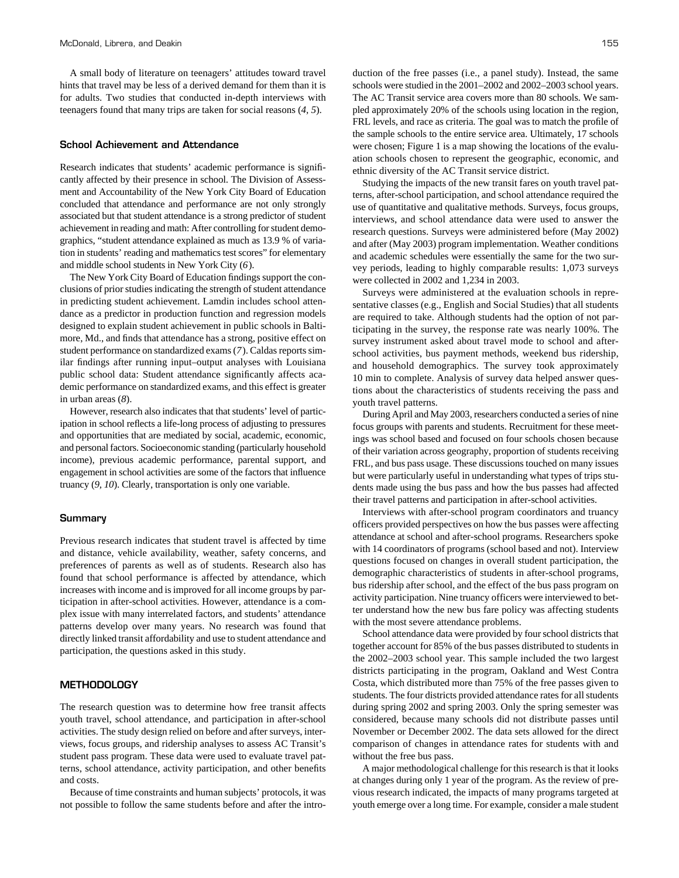A small body of literature on teenagers' attitudes toward travel hints that travel may be less of a derived demand for them than it is for adults. Two studies that conducted in-depth interviews with teenagers found that many trips are taken for social reasons (*4, 5*).

### School Achievement and Attendance

Research indicates that students' academic performance is significantly affected by their presence in school. The Division of Assessment and Accountability of the New York City Board of Education concluded that attendance and performance are not only strongly associated but that student attendance is a strong predictor of student achievement in reading and math: After controlling for student demographics, "student attendance explained as much as 13.9 % of variation in students' reading and mathematics test scores" for elementary and middle school students in New York City (*6*).

The New York City Board of Education findings support the conclusions of prior studies indicating the strength of student attendance in predicting student achievement. Lamdin includes school attendance as a predictor in production function and regression models designed to explain student achievement in public schools in Baltimore, Md., and finds that attendance has a strong, positive effect on student performance on standardized exams (*7*). Caldas reports similar findings after running input–output analyses with Louisiana public school data: Student attendance significantly affects academic performance on standardized exams, and this effect is greater in urban areas (*8*).

However, research also indicates that that students' level of participation in school reflects a life-long process of adjusting to pressures and opportunities that are mediated by social, academic, economic, and personal factors. Socioeconomic standing (particularly household income), previous academic performance, parental support, and engagement in school activities are some of the factors that influence truancy (*9, 10*). Clearly, transportation is only one variable.

### Summary

Previous research indicates that student travel is affected by time and distance, vehicle availability, weather, safety concerns, and preferences of parents as well as of students. Research also has found that school performance is affected by attendance, which increases with income and is improved for all income groups by participation in after-school activities. However, attendance is a complex issue with many interrelated factors, and students' attendance patterns develop over many years. No research was found that directly linked transit affordability and use to student attendance and participation, the questions asked in this study.

## METHODOLOGY

The research question was to determine how free transit affects youth travel, school attendance, and participation in after-school activities. The study design relied on before and after surveys, interviews, focus groups, and ridership analyses to assess AC Transit's student pass program. These data were used to evaluate travel patterns, school attendance, activity participation, and other benefits and costs.

Because of time constraints and human subjects' protocols, it was not possible to follow the same students before and after the introduction of the free passes (i.e., a panel study). Instead, the same schools were studied in the 2001–2002 and 2002–2003 school years. The AC Transit service area covers more than 80 schools. We sampled approximately 20% of the schools using location in the region, FRL levels, and race as criteria. The goal was to match the profile of the sample schools to the entire service area. Ultimately, 17 schools were chosen; Figure 1 is a map showing the locations of the evaluation schools chosen to represent the geographic, economic, and ethnic diversity of the AC Transit service district.

Studying the impacts of the new transit fares on youth travel patterns, after-school participation, and school attendance required the use of quantitative and qualitative methods. Surveys, focus groups, interviews, and school attendance data were used to answer the research questions. Surveys were administered before (May 2002) and after (May 2003) program implementation. Weather conditions and academic schedules were essentially the same for the two survey periods, leading to highly comparable results: 1,073 surveys were collected in 2002 and 1,234 in 2003.

Surveys were administered at the evaluation schools in representative classes (e.g., English and Social Studies) that all students are required to take. Although students had the option of not participating in the survey, the response rate was nearly 100%. The survey instrument asked about travel mode to school and after-school activities, bus payment methods, weekend bus ridership, and household demographics. The survey took approximately 10 min to complete. Analysis of survey data helped answer questions about the characteristics of students receiving the pass and youth travel patterns.

During April and May 2003, researchers conducted a series of nine focus groups with parents and students. Recruitment for these meetings was school based and focused on four schools chosen because of their variation across geography, proportion of students receiving FRL, and bus pass usage. These discussions touched on many issues but were particularly useful in understanding what types of trips students made using the bus pass and how the bus passes had affected their travel patterns and participation in after-school activities.

Interviews with after-school program coordinators and truancy officers provided perspectives on how the bus passes were affecting attendance at school and after-school programs. Researchers spoke with 14 coordinators of programs (school based and not). Interview questions focused on changes in overall student participation, the demographic characteristics of students in after-school programs, bus ridership after school, and the effect of the bus pass program on activity participation. Nine truancy officers were interviewed to better understand how the new bus fare policy was affecting students with the most severe attendance problems.

School attendance data were provided by four school districts that together account for 85% of the bus passes distributed to students in the 2002–2003 school year. This sample included the two largest districts participating in the program, Oakland and West Contra Costa, which distributed more than 75% of the free passes given to students. The four districts provided attendance rates for all students during spring 2002 and spring 2003. Only the spring semester was considered, because many schools did not distribute passes until November or December 2002. The data sets allowed for the direct comparison of changes in attendance rates for students with and without the free bus pass.

A major methodological challenge for this research is that it looks at changes during only 1 year of the program. As the review of previous research indicated, the impacts of many programs targeted at youth emerge over a long time. For example, consider a male student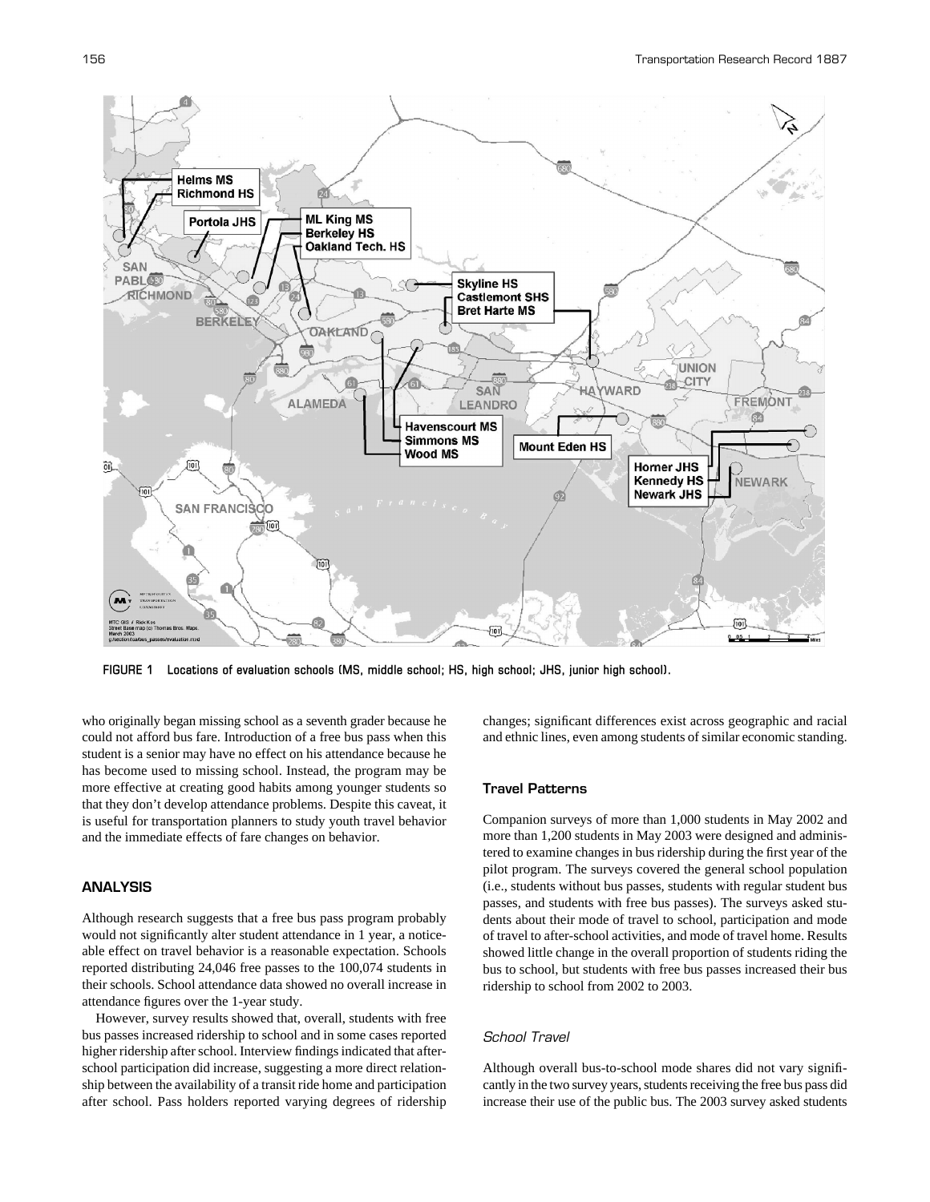FIGURE 1 Locations of evaluation schools (MS, middle school; HS, high school; JHS, junior high school).

who originally began missing school as a seventh grader because he could not afford bus fare. Introduction of a free bus pass when this student is a senior may have no effect on his attendance because he has become used to missing school. Instead, the program may be more effective at creating good habits among younger students so that they don't develop attendance problems. Despite this caveat, it is useful for transportation planners to study youth travel behavior and the immediate effects of fare changes on behavior.

## ANALYSIS

Although research suggests that a free bus pass program probably would not significantly alter student attendance in 1 year, a noticeable effect on travel behavior is a reasonable expectation. Schools reported distributing 24,046 free passes to the 100,074 students in their schools. School attendance data showed no overall increase in attendance figures over the 1-year study.

However, survey results showed that, overall, students with free bus passes increased ridership to school and in some cases reported higher ridership after school. Interview findings indicated that after-school participation did increase, suggesting a more direct relationship between the availability of a transit ride home and participation after school. Pass holders reported varying degrees of ridership changes; significant differences exist across geographic and racial and ethnic lines, even among students of similar economic standing.

### Travel Patterns

Companion surveys of more than 1,000 students in May 2002 and more than 1,200 students in May 2003 were designed and administered to examine changes in bus ridership during the first year of the pilot program. The surveys covered the general school population (i.e., students without bus passes, students with regular student bus passes, and students with free bus passes). The surveys asked students about their mode of travel to school, participation and mode of travel to after-school activities, and mode of travel home. Results showed little change in the overall proportion of students riding the bus to school, but students with free bus passes increased their bus ridership to school from 2002 to 2003.

#### *School Travel*

Although overall bus-to-school mode shares did not vary significantly in the two survey years, students receiving the free bus pass did increase their use of the public bus. The 2003 survey asked students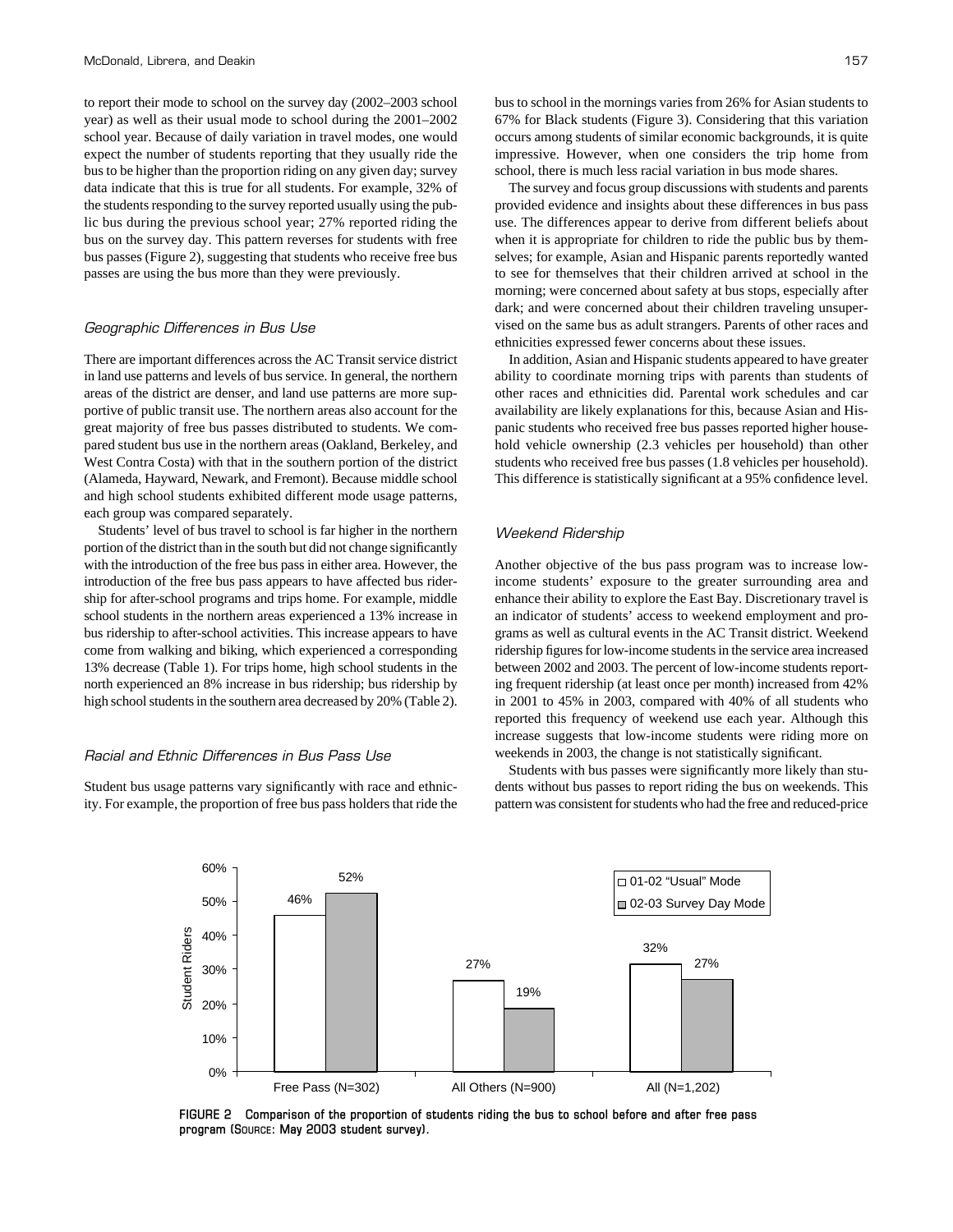to report their mode to school on the survey day (2002–2003 school year) as well as their usual mode to school during the 2001–2002 school year. Because of daily variation in travel modes, one would expect the number of students reporting that they usually ride the bus to be higher than the proportion riding on any given day; survey data indicate that this is true for all students. For example, 32% of the students responding to the survey reported usually using the public bus during the previous school year; 27% reported riding the bus on the survey day. This pattern reverses for students with free bus passes (Figure 2), suggesting that students who receive free bus passes are using the bus more than they were previously.

### *Geographic Differences in Bus Use*

There are important differences across the AC Transit service district in land use patterns and levels of bus service. In general, the northern areas of the district are denser, and land use patterns are more supportive of public transit use. The northern areas also account for the great majority of free bus passes distributed to students. We compared student bus use in the northern areas (Oakland, Berkeley, and West Contra Costa) with that in the southern portion of the district (Alameda, Hayward, Newark, and Fremont). Because middle school and high school students exhibited different mode usage patterns, each group was compared separately.

Students' level of bus travel to school is far higher in the northern portion of the district than in the south but did not change significantly with the introduction of the free bus pass in either area. However, the introduction of the free bus pass appears to have affected bus ridership for after-school programs and trips home. For example, middle school students in the northern areas experienced a 13% increase in bus ridership to after-school activities. This increase appears to have come from walking and biking, which experienced a corresponding 13% decrease (Table 1). For trips home, high school students in the north experienced an 8% increase in bus ridership; bus ridership by high school students in the southern area decreased by 20% (Table 2).

### *Racial and Ethnic Differences in Bus Pass Use*

Student bus usage patterns vary significantly with race and ethnicity. For example, the proportion of free bus pass holders that ride the bus to school in the mornings varies from 26% for Asian students to 67% for Black students (Figure 3). Considering that this variation occurs among students of similar economic backgrounds, it is quite impressive. However, when one considers the trip home from school, there is much less racial variation in bus mode shares.

The survey and focus group discussions with students and parents provided evidence and insights about these differences in bus pass use. The differences appear to derive from different beliefs about when it is appropriate for children to ride the public bus by themselves; for example, Asian and Hispanic parents reportedly wanted to see for themselves that their children arrived at school in the morning; were concerned about safety at bus stops, especially after dark; and were concerned about their children traveling unsupervised on the same bus as adult strangers. Parents of other races and ethnicities expressed fewer concerns about these issues.

In addition, Asian and Hispanic students appeared to have greater ability to coordinate morning trips with parents than students of other races and ethnicities did. Parental work schedules and car availability are likely explanations for this, because Asian and Hispanic students who received free bus passes reported higher household vehicle ownership (2.3 vehicles per household) than other students who received free bus passes (1.8 vehicles per household). This difference is statistically significant at a 95% confidence level.

### *Weekend Ridership*

Another objective of the bus pass program was to increase low-income students' exposure to the greater surrounding area and enhance their ability to explore the East Bay. Discretionary travel is an indicator of students' access to weekend employment and programs as well as cultural events in the AC Transit district. Weekend ridership figures for low-income students in the service area increased between 2002 and 2003. The percent of low-income students reporting frequent ridership (at least once per month) increased from 42% in 2001 to 45% in 2003, compared with 40% of all students who reported this frequency of weekend use each year. Although this increase suggests that low-income students were riding more on weekends in 2003, the change is not statistically significant.

Students with bus passes were significantly more likely than students without bus passes to report riding the bus on weekends. This pattern was consistent for students who had the free and reduced-price

| Student Riders | 01-02 "Usual" Mode | 02-03 Survey Day Mode |
|---|---|---|
| Free Pass (N=302) | 46% | 52% |
| All Others (N=900) | 27% | 19% |
| All (N=1,202) | 32% | 27% |

**FIGURE 2 Comparison of the proportion of students riding the bus to school before and after free pass program (SOURCE: May 2003 student survey).**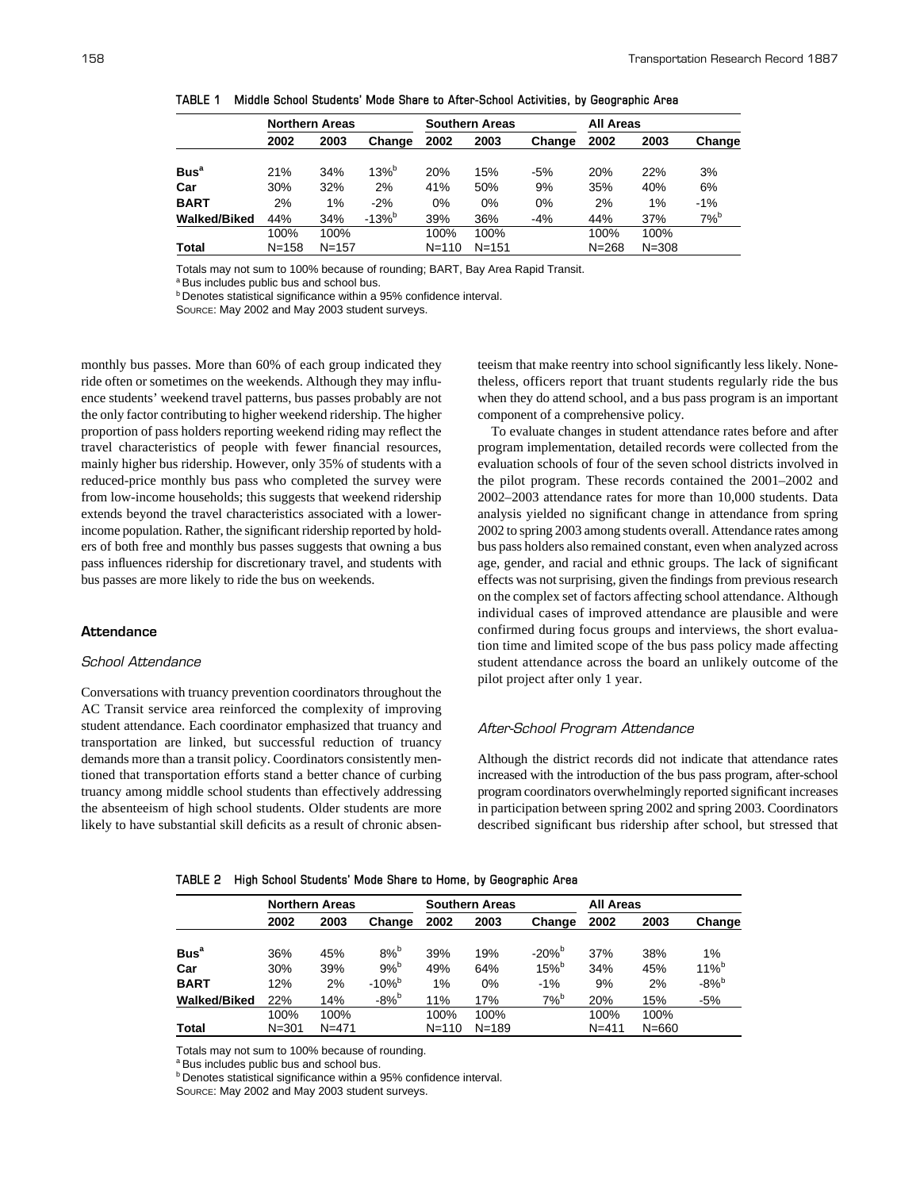**TABLE 1 Middle School Students' Mode Share to After-School Activities, by Geographic Area**

| | Northern Areas | | | Southern Areas | | | All Areas | | |
|---|---|---|---|---|---|---|---|---|---|
| | 2002 | 2003 | Change | 2002 | 2003 | Change | 2002 | 2003 | Change |
| **Bus**[a] | 21% | 34% | 13%[b] | 20% | 15% | -5% | 20% | 22% | 3% |
| **Car** | 30% | 32% | 2% | 41% | 50% | 9% | 35% | 40% | 6% |
| **BART** | 2% | 1% | -2% | 0% | 0% | 0% | 2% | 1% | -1% |
| **Walked/Biked** | 44% | 34% | -13%[b] | 39% | 36% | -4% | 44% | 37% | 7%[b] |
| | 100% | 100% | | 100% | 100% | | 100% | 100% | |
| **Total** | N=158 | N=157 | | N=110 | N=151 | | N=268 | N=308 | |

Totals may not sum to 100% because of rounding; BART, Bay Area Rapid Transit.
[a] Bus includes public bus and school bus.
[b] Denotes statistical significance within a 95% confidence interval.
SOURCE: May 2002 and May 2003 student surveys.

monthly bus passes. More than 60% of each group indicated they ride often or sometimes on the weekends. Although they may influence students' weekend travel patterns, bus passes probably are not the only factor contributing to higher weekend ridership. The higher proportion of pass holders reporting weekend riding may reflect the travel characteristics of people with fewer financial resources, mainly higher bus ridership. However, only 35% of students with a reduced-price monthly bus pass who completed the survey were from low-income households; this suggests that weekend ridership extends beyond the travel characteristics associated with a lower-income population. Rather, the significant ridership reported by holders of both free and monthly bus passes suggests that owning a bus pass influences ridership for discretionary travel, and students with bus passes are more likely to ride the bus on weekends.

### Attendance

#### *School Attendance*

Conversations with truancy prevention coordinators throughout the AC Transit service area reinforced the complexity of improving student attendance. Each coordinator emphasized that truancy and transportation are linked, but successful reduction of truancy demands more than a transit policy. Coordinators consistently mentioned that transportation efforts stand a better chance of curbing truancy among middle school students than effectively addressing the absenteeism of high school students. Older students are more likely to have substantial skill deficits as a result of chronic absenteeism that make reentry into school significantly less likely. Nonetheless, officers report that truant students regularly ride the bus when they do attend school, and a bus pass program is an important component of a comprehensive policy.

To evaluate changes in student attendance rates before and after program implementation, detailed records were collected from the evaluation schools of four of the seven school districts involved in the pilot program. These records contained the 2001–2002 and 2002–2003 attendance rates for more than 10,000 students. Data analysis yielded no significant change in attendance from spring 2002 to spring 2003 among students overall. Attendance rates among bus pass holders also remained constant, even when analyzed across age, gender, and racial and ethnic groups. The lack of significant effects was not surprising, given the findings from previous research on the complex set of factors affecting school attendance. Although individual cases of improved attendance are plausible and were confirmed during focus groups and interviews, the short evaluation time and limited scope of the bus pass policy made affecting student attendance across the board an unlikely outcome of the pilot project after only 1 year.

#### *After-School Program Attendance*

Although the district records did not indicate that attendance rates increased with the introduction of the bus pass program, after-school program coordinators overwhelmingly reported significant increases in participation between spring 2002 and spring 2003. Coordinators described significant bus ridership after school, but stressed that

**TABLE 2 High School Students' Mode Share to Home, by Geographic Area**

| | Northern Areas | | | Southern Areas | | | All Areas | | |
|---|---|---|---|---|---|---|---|---|---|
| | 2002 | 2003 | Change | 2002 | 2003 | Change | 2002 | 2003 | Change |
| **Bus**[a] | 36% | 45% | 8%[b] | 39% | 19% | -20%[b] | 37% | 38% | 1% |
| **Car** | 30% | 39% | 9%[b] | 49% | 64% | 15%[b] | 34% | 45% | 11%[b] |
| **BART** | 12% | 2% | -10%[b] | 1% | 0% | -1% | 9% | 2% | -8%[b] |
| **Walked/Biked** | 22% | 14% | -8%[b] | 11% | 17% | 7%[b] | 20% | 15% | -5% |
| | 100% | 100% | | 100% | 100% | | 100% | 100% | |
| **Total** | N=301 | N=471 | | N=110 | N=189 | | N=411 | N=660 | |

Totals may not sum to 100% because of rounding.
[a] Bus includes public bus and school bus.
[b] Denotes statistical significance within a 95% confidence interval.
SOURCE: May 2002 and May 2003 student surveys.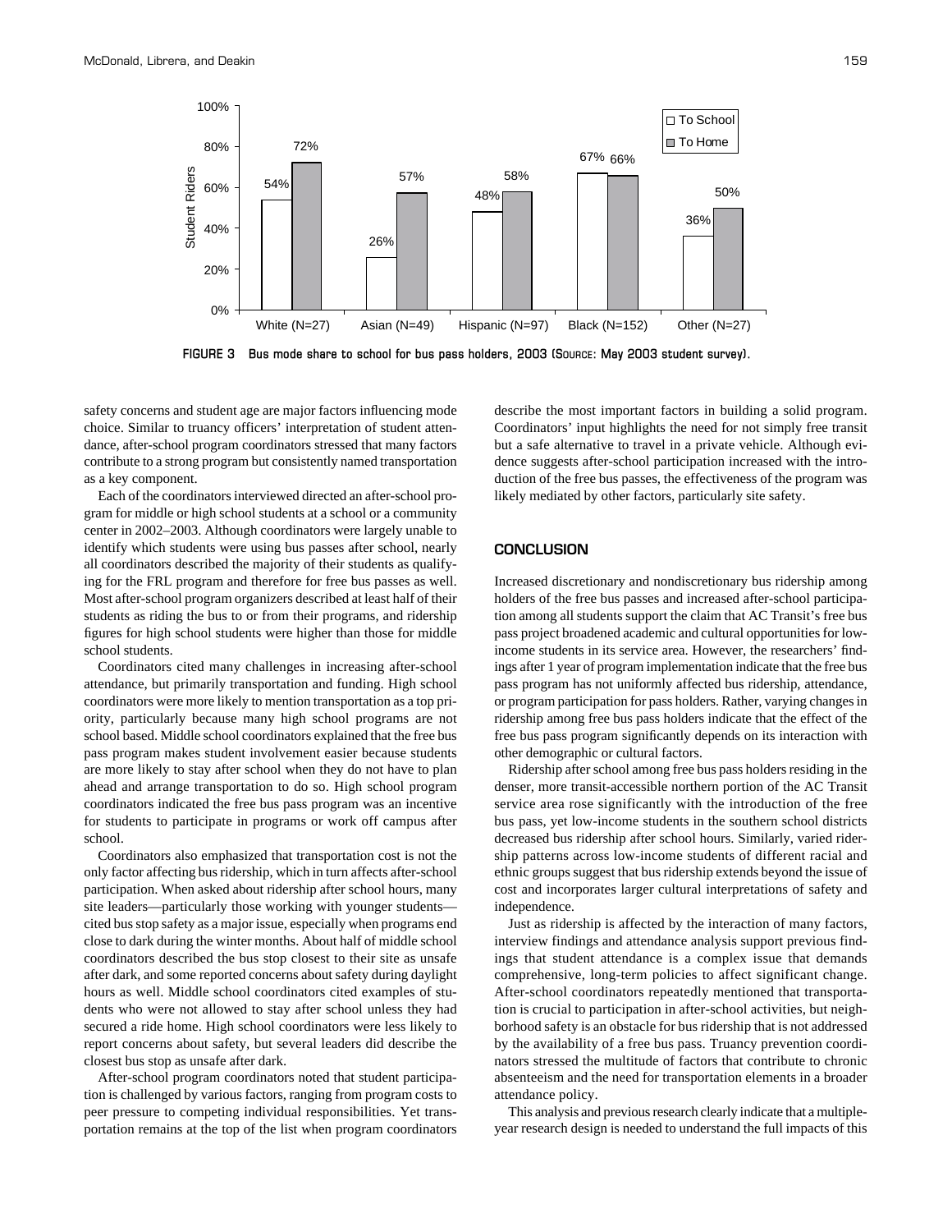FIGURE 3 Bus mode share to school for bus pass holders, 2003 (SOURCE: May 2003 student survey).

safety concerns and student age are major factors influencing mode choice. Similar to truancy officers' interpretation of student attendance, after-school program coordinators stressed that many factors contribute to a strong program but consistently named transportation as a key component.

Each of the coordinators interviewed directed an after-school program for middle or high school students at a school or a community center in 2002–2003. Although coordinators were largely unable to identify which students were using bus passes after school, nearly all coordinators described the majority of their students as qualifying for the FRL program and therefore for free bus passes as well. Most after-school program organizers described at least half of their students as riding the bus to or from their programs, and ridership figures for high school students were higher than those for middle school students.

Coordinators cited many challenges in increasing after-school attendance, but primarily transportation and funding. High school coordinators were more likely to mention transportation as a top priority, particularly because many high school programs are not school based. Middle school coordinators explained that the free bus pass program makes student involvement easier because students are more likely to stay after school when they do not have to plan ahead and arrange transportation to do so. High school program coordinators indicated the free bus pass program was an incentive for students to participate in programs or work off campus after school.

Coordinators also emphasized that transportation cost is not the only factor affecting bus ridership, which in turn affects after-school participation. When asked about ridership after school hours, many site leaders—particularly those working with younger students—cited bus stop safety as a major issue, especially when programs end close to dark during the winter months. About half of middle school coordinators described the bus stop closest to their site as unsafe after dark, and some reported concerns about safety during daylight hours as well. Middle school coordinators cited examples of students who were not allowed to stay after school unless they had secured a ride home. High school coordinators were less likely to report concerns about safety, but several leaders did describe the closest bus stop as unsafe after dark.

After-school program coordinators noted that student participation is challenged by various factors, ranging from program costs to peer pressure to competing individual responsibilities. Yet transportation remains at the top of the list when program coordinators describe the most important factors in building a solid program. Coordinators' input highlights the need for not simply free transit but a safe alternative to travel in a private vehicle. Although evidence suggests after-school participation increased with the introduction of the free bus passes, the effectiveness of the program was likely mediated by other factors, particularly site safety.

## CONCLUSION

Increased discretionary and nondiscretionary bus ridership among holders of the free bus passes and increased after-school participation among all students support the claim that AC Transit's free bus pass project broadened academic and cultural opportunities for low-income students in its service area. However, the researchers' findings after 1 year of program implementation indicate that the free bus pass program has not uniformly affected bus ridership, attendance, or program participation for pass holders. Rather, varying changes in ridership among free bus pass holders indicate that the effect of the free bus pass program significantly depends on its interaction with other demographic or cultural factors.

Ridership after school among free bus pass holders residing in the denser, more transit-accessible northern portion of the AC Transit service area rose significantly with the introduction of the free bus pass, yet low-income students in the southern school districts decreased bus ridership after school hours. Similarly, varied ridership patterns across low-income students of different racial and ethnic groups suggest that bus ridership extends beyond the issue of cost and incorporates larger cultural interpretations of safety and independence.

Just as ridership is affected by the interaction of many factors, interview findings and attendance analysis support previous findings that student attendance is a complex issue that demands comprehensive, long-term policies to affect significant change. After-school coordinators repeatedly mentioned that transportation is crucial to participation in after-school activities, but neighborhood safety is an obstacle for bus ridership that is not addressed by the availability of a free bus pass. Truancy prevention coordinators stressed the multitude of factors that contribute to chronic absenteeism and the need for transportation elements in a broader attendance policy.

This analysis and previous research clearly indicate that a multiple-year research design is needed to understand the full impacts of this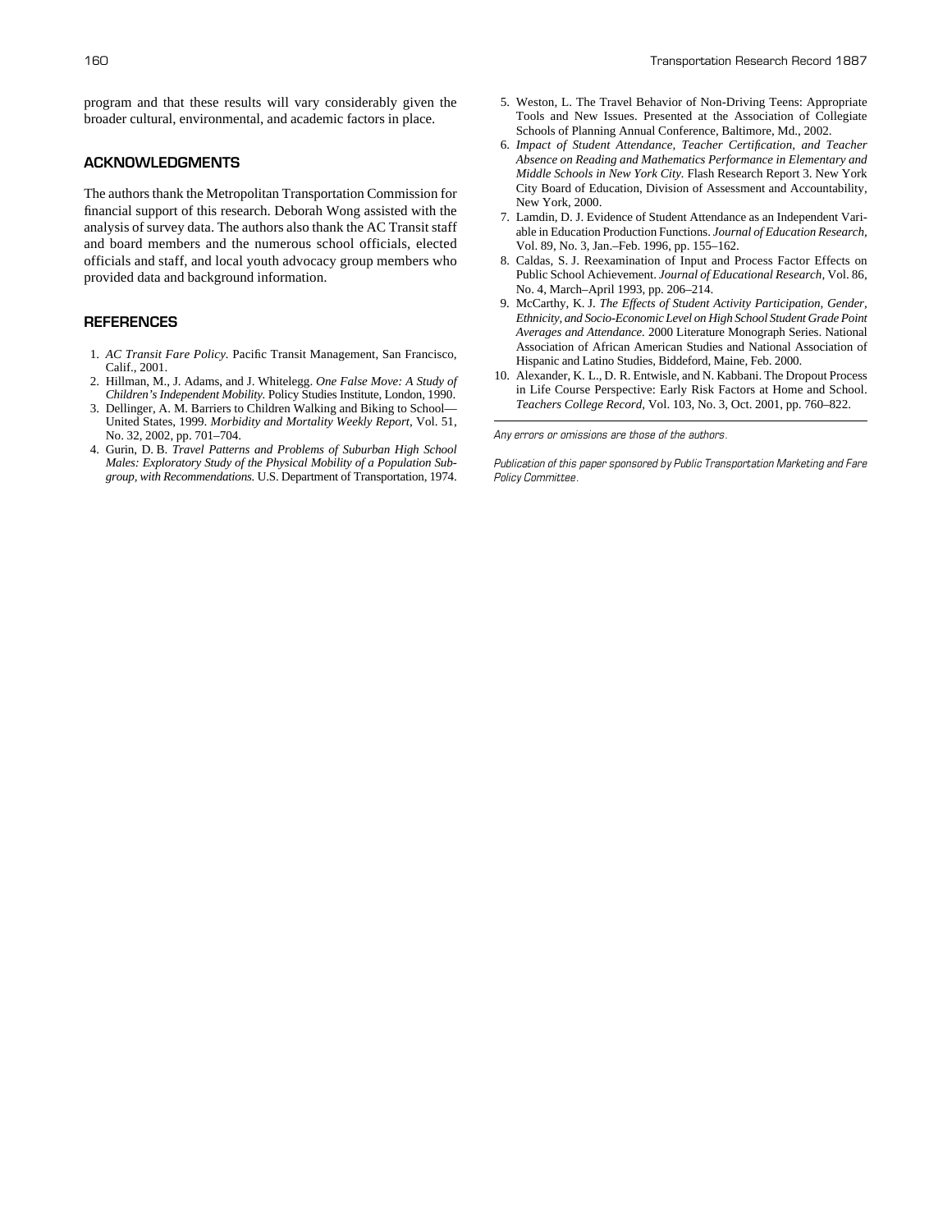program and that these results will vary considerably given the broader cultural, environmental, and academic factors in place.

## ACKNOWLEDGMENTS

The authors thank the Metropolitan Transportation Commission for financial support of this research. Deborah Wong assisted with the analysis of survey data. The authors also thank the AC Transit staff and board members and the numerous school officials, elected officials and staff, and local youth advocacy group members who provided data and background information.

## REFERENCES

1. *AC Transit Fare Policy.* Pacific Transit Management, San Francisco, Calif., 2001.
2. Hillman, M., J. Adams, and J. Whitelegg. *One False Move: A Study of Children's Independent Mobility.* Policy Studies Institute, London, 1990.
3. Dellinger, A. M. Barriers to Children Walking and Biking to School—United States, 1999. *Morbidity and Mortality Weekly Report*, Vol. 51, No. 32, 2002, pp. 701–704.
4. Gurin, D. B. *Travel Patterns and Problems of Suburban High School Males: Exploratory Study of the Physical Mobility of a Population Subgroup, with Recommendations.* U.S. Department of Transportation, 1974.
5. Weston, L. The Travel Behavior of Non-Driving Teens: Appropriate Tools and New Issues. Presented at the Association of Collegiate Schools of Planning Annual Conference, Baltimore, Md., 2002.
6. *Impact of Student Attendance, Teacher Certification, and Teacher Absence on Reading and Mathematics Performance in Elementary and Middle Schools in New York City.* Flash Research Report 3. New York City Board of Education, Division of Assessment and Accountability, New York, 2000.
7. Lamdin, D. J. Evidence of Student Attendance as an Independent Variable in Education Production Functions. *Journal of Education Research*, Vol. 89, No. 3, Jan.–Feb. 1996, pp. 155–162.
8. Caldas, S. J. Reexamination of Input and Process Factor Effects on Public School Achievement. *Journal of Educational Research*, Vol. 86, No. 4, March–April 1993, pp. 206–214.
9. McCarthy, K. J. *The Effects of Student Activity Participation, Gender, Ethnicity, and Socio-Economic Level on High School Student Grade Point Averages and Attendance.* 2000 Literature Monograph Series. National Association of African American Studies and National Association of Hispanic and Latino Studies, Biddeford, Maine, Feb. 2000.
10. Alexander, K. L., D. R. Entwisle, and N. Kabbani. The Dropout Process in Life Course Perspective: Early Risk Factors at Home and School. *Teachers College Record*, Vol. 103, No. 3, Oct. 2001, pp. 760–822.

*Any errors or omissions are those of the authors.*

*Publication of this paper sponsored by Public Transportation Marketing and Fare Policy Committee.*